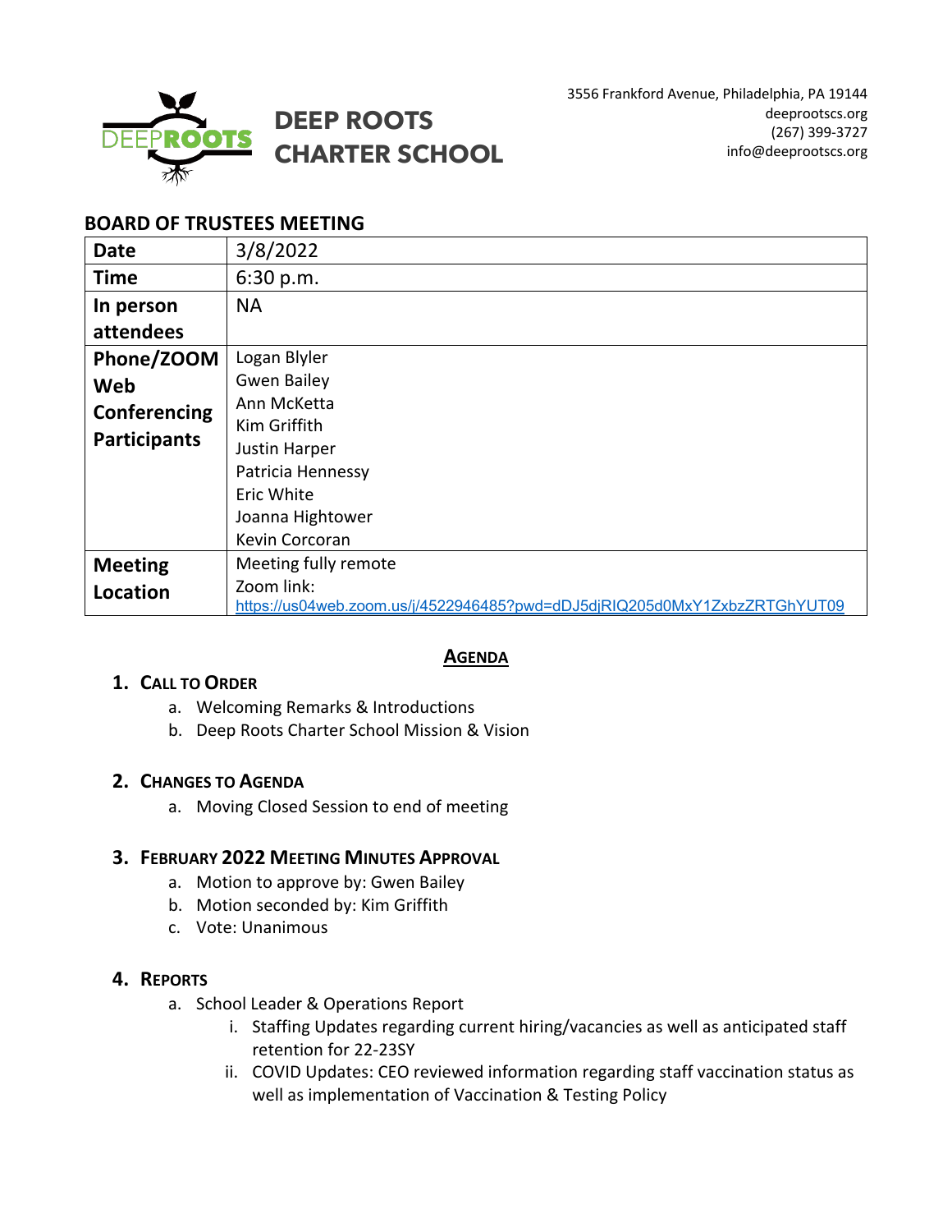# DEEP ROOTS CHARTER SCHOOL

3556 Frankford Avenue, Philadelphia, PA 19144
deeprootscs.org
(267) 399-3727
info@deeprootscs.org

## BOARD OF TRUSTEES MEETING

| | |
|---|---|
| **Date** | 3/8/2022 |
| **Time** | 6:30 p.m. |
| **In person attendees** | NA |
| **Phone/ZOOM Web Conferencing Participants** | Logan Blyler<br>Gwen Bailey<br>Ann McKetta<br>Kim Griffith<br>Justin Harper<br>Patricia Hennessy<br>Eric White<br>Joanna Hightower<br>Kevin Corcoran |
| **Meeting Location** | Meeting fully remote<br>Zoom link: https://us04web.zoom.us/j/4522946485?pwd=dDJ5djRIQ205d0MxY1ZxbzZRTGhYUT09 |

## AGENDA

1. **CALL TO ORDER**
    a. Welcoming Remarks & Introductions
    b. Deep Roots Charter School Mission & Vision

2. **CHANGES TO AGENDA**
    a. Moving Closed Session to end of meeting

3. **FEBRUARY 2022 MEETING MINUTES APPROVAL**
    a. Motion to approve by: Gwen Bailey
    b. Motion seconded by: Kim Griffith
    c. Vote: Unanimous

4. **REPORTS**
    a. School Leader & Operations Report
        i. Staffing Updates regarding current hiring/vacancies as well as anticipated staff retention for 22-23SY
        ii. COVID Updates: CEO reviewed information regarding staff vaccination status as well as implementation of Vaccination & Testing Policy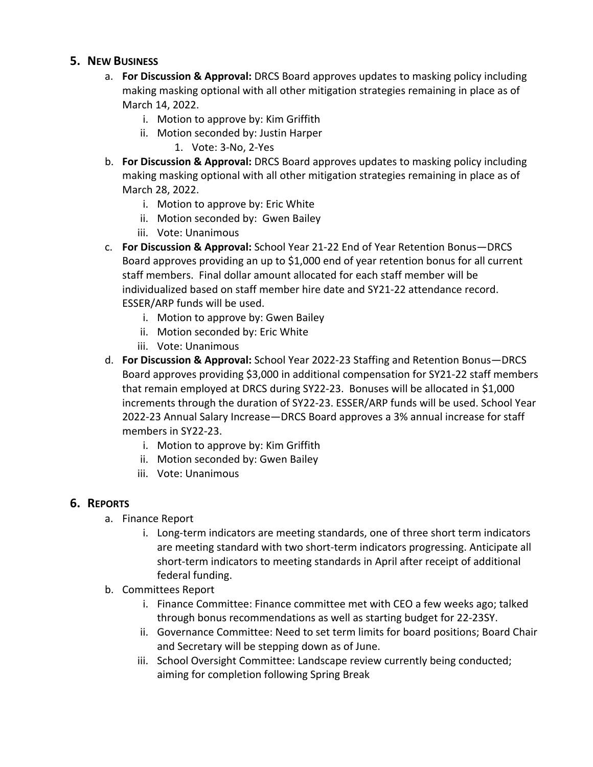## 5. New Business

a. **For Discussion & Approval:** DRCS Board approves updates to masking policy including making masking optional with all other mitigation strategies remaining in place as of March 14, 2022.
   i. Motion to approve by: Kim Griffith
   ii. Motion seconded by: Justin Harper
      1. Vote: 3-No, 2-Yes

b. **For Discussion & Approval:** DRCS Board approves updates to masking policy including making masking optional with all other mitigation strategies remaining in place as of March 28, 2022.
   i. Motion to approve by: Eric White
   ii. Motion seconded by: Gwen Bailey
   iii. Vote: Unanimous

c. **For Discussion & Approval:** School Year 21-22 End of Year Retention Bonus—DRCS Board approves providing an up to $1,000 end of year retention bonus for all current staff members. Final dollar amount allocated for each staff member will be individualized based on staff member hire date and SY21-22 attendance record. ESSER/ARP funds will be used.
   i. Motion to approve by: Gwen Bailey
   ii. Motion seconded by: Eric White
   iii. Vote: Unanimous

d. **For Discussion & Approval:** School Year 2022-23 Staffing and Retention Bonus—DRCS Board approves providing $3,000 in additional compensation for SY21-22 staff members that remain employed at DRCS during SY22-23. Bonuses will be allocated in $1,000 increments through the duration of SY22-23. ESSER/ARP funds will be used. School Year 2022-23 Annual Salary Increase—DRCS Board approves a 3% annual increase for staff members in SY22-23.
   i. Motion to approve by: Kim Griffith
   ii. Motion seconded by: Gwen Bailey
   iii. Vote: Unanimous

## 6. Reports

a. Finance Report
   i. Long-term indicators are meeting standards, one of three short term indicators are meeting standard with two short-term indicators progressing. Anticipate all short-term indicators to meeting standards in April after receipt of additional federal funding.

b. Committees Report
   i. Finance Committee: Finance committee met with CEO a few weeks ago; talked through bonus recommendations as well as starting budget for 22-23SY.
   ii. Governance Committee: Need to set term limits for board positions; Board Chair and Secretary will be stepping down as of June.
   iii. School Oversight Committee: Landscape review currently being conducted; aiming for completion following Spring Break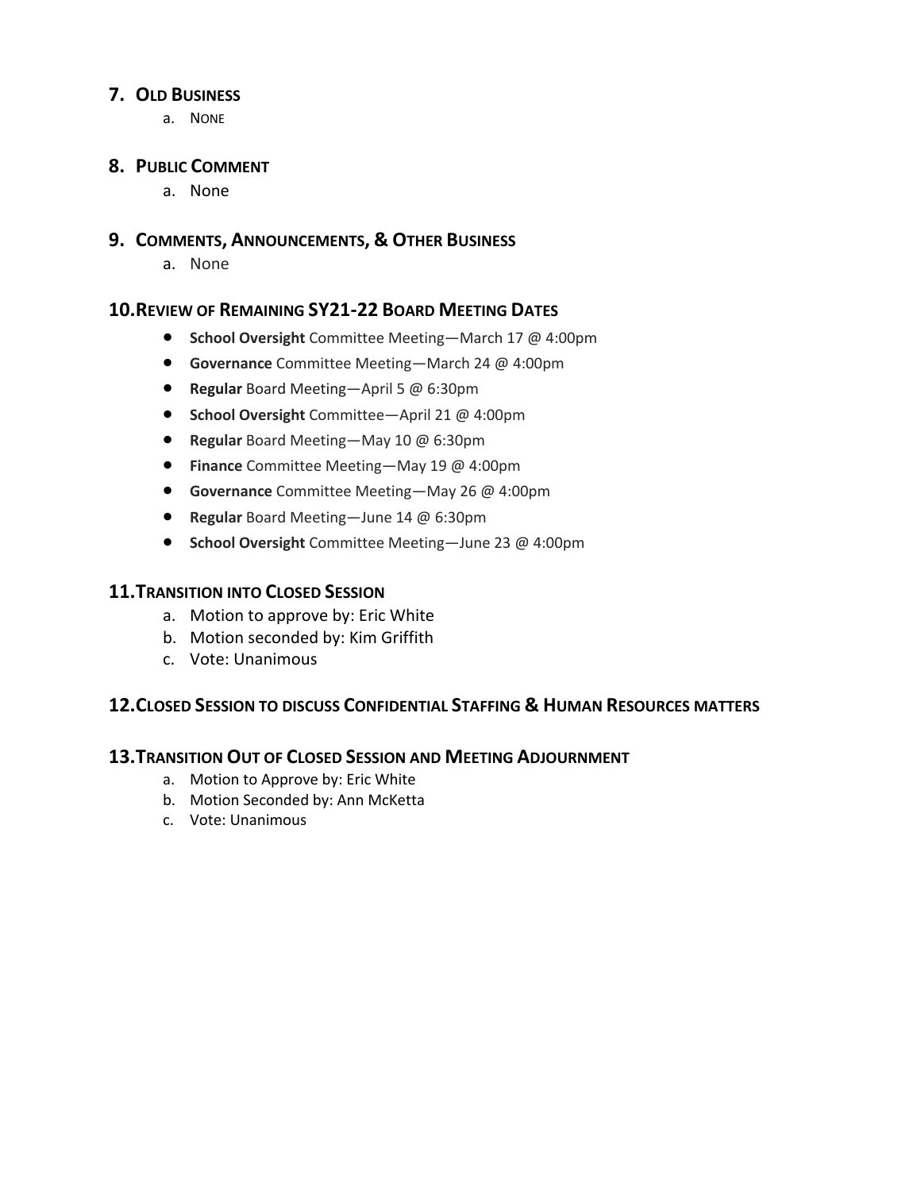## 7. Old Business

a. None

## 8. Public Comment

a. None

## 9. Comments, Announcements, & Other Business

a. None

## 10. Review of Remaining SY21-22 Board Meeting Dates

- **School Oversight** Committee Meeting—March 17 @ 4:00pm
- **Governance** Committee Meeting—March 24 @ 4:00pm
- **Regular** Board Meeting—April 5 @ 6:30pm
- **School Oversight** Committee—April 21 @ 4:00pm
- **Regular** Board Meeting—May 10 @ 6:30pm
- **Finance** Committee Meeting—May 19 @ 4:00pm
- **Governance** Committee Meeting—May 26 @ 4:00pm
- **Regular** Board Meeting—June 14 @ 6:30pm
- **School Oversight** Committee Meeting—June 23 @ 4:00pm

## 11. Transition into Closed Session

a. Motion to approve by: Eric White
b. Motion seconded by: Kim Griffith
c. Vote: Unanimous

## 12. Closed Session to discuss Confidential Staffing & Human Resources matters

## 13. Transition Out of Closed Session and Meeting Adjournment

a. Motion to Approve by: Eric White
b. Motion Seconded by: Ann McKetta
c. Vote: Unanimous